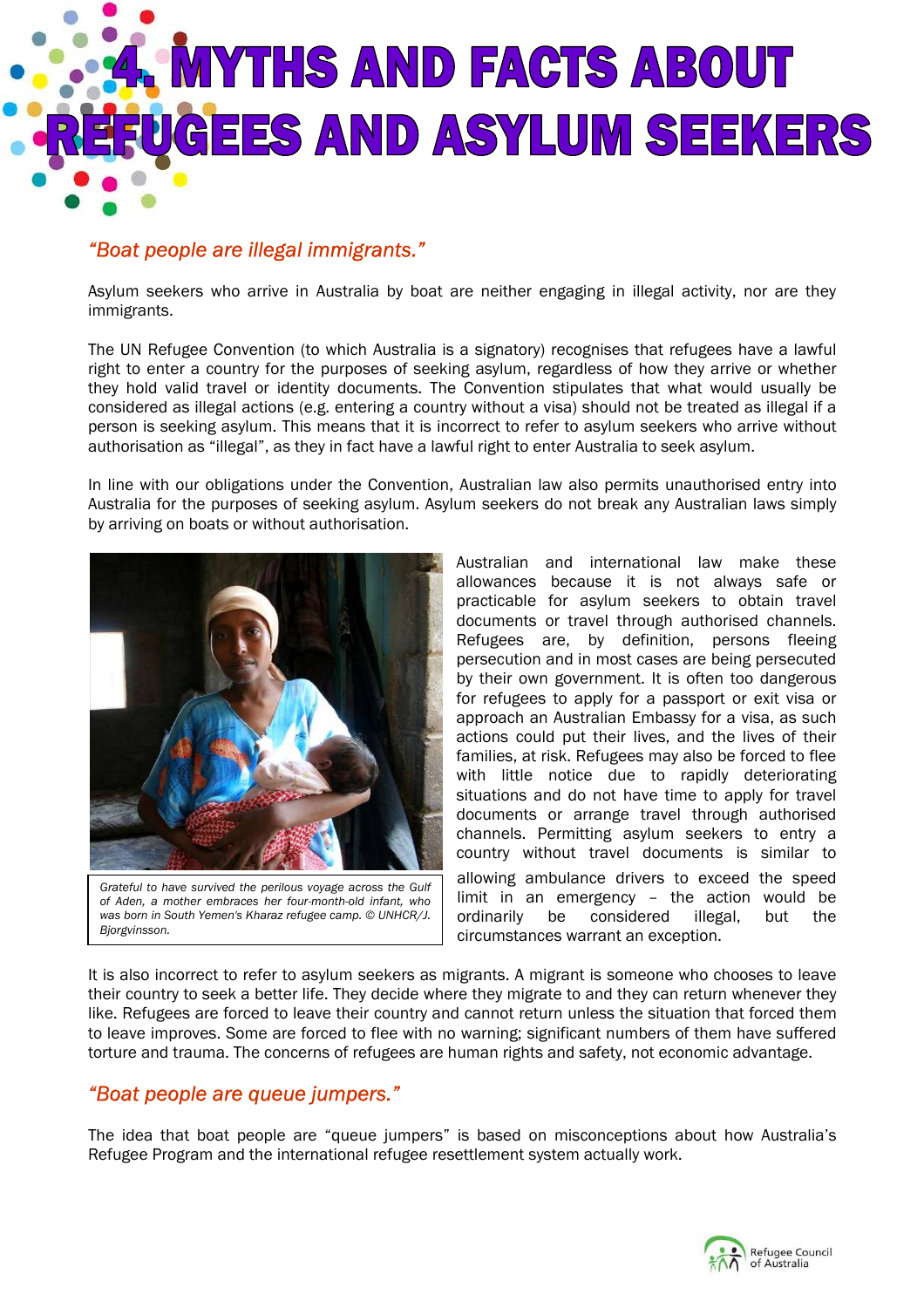# 4. MYTHS AND FACTS ABOUT REFUGEES AND ASYLUM SEEKERS

## *"Boat people are illegal immigrants."*

Asylum seekers who arrive in Australia by boat are neither engaging in illegal activity, nor are they immigrants.

The UN Refugee Convention (to which Australia is a signatory) recognises that refugees have a lawful right to enter a country for the purposes of seeking asylum, regardless of how they arrive or whether they hold valid travel or identity documents. The Convention stipulates that what would usually be considered as illegal actions (e.g. entering a country without a visa) should not be treated as illegal if a person is seeking asylum. This means that it is incorrect to refer to asylum seekers who arrive without authorisation as "illegal", as they in fact have a lawful right to enter Australia to seek asylum.

In line with our obligations under the Convention, Australian law also permits unauthorised entry into Australia for the purposes of seeking asylum. Asylum seekers do not break any Australian laws simply by arriving on boats or without authorisation.

Grateful to have survived the perilous voyage across the Gulf of Aden, a mother embraces her four-month-old infant, who was born in South Yemen's Kharaz refugee camp. © UNHCR/J. Bjorgvinsson.

Australian and international law make these allowances because it is not always safe or practicable for asylum seekers to obtain travel documents or travel through authorised channels. Refugees are, by definition, persons fleeing persecution and in most cases are being persecuted by their own government. It is often too dangerous for refugees to apply for a passport or exit visa or approach an Australian Embassy for a visa, as such actions could put their lives, and the lives of their families, at risk. Refugees may also be forced to flee with little notice due to rapidly deteriorating situations and do not have time to apply for travel documents or arrange travel through authorised channels. Permitting asylum seekers to entry a country without travel documents is similar to allowing ambulance drivers to exceed the speed limit in an emergency – the action would be ordinarily be considered illegal, but the circumstances warrant an exception.

It is also incorrect to refer to asylum seekers as migrants. A migrant is someone who chooses to leave their country to seek a better life. They decide where they migrate to and they can return whenever they like. Refugees are forced to leave their country and cannot return unless the situation that forced them to leave improves. Some are forced to flee with no warning; significant numbers of them have suffered torture and trauma. The concerns of refugees are human rights and safety, not economic advantage.

## *"Boat people are queue jumpers."*

The idea that boat people are "queue jumpers" is based on misconceptions about how Australia's Refugee Program and the international refugee resettlement system actually work.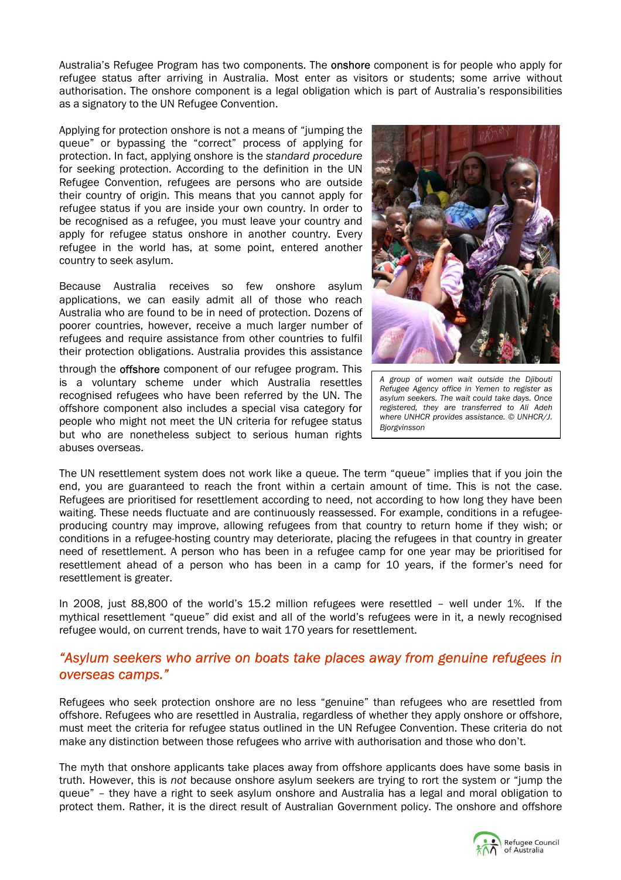Australia's Refugee Program has two components. The **onshore** component is for people who apply for refugee status after arriving in Australia. Most enter as visitors or students; some arrive without authorisation. The onshore component is a legal obligation which is part of Australia's responsibilities as a signatory to the UN Refugee Convention.

Applying for protection onshore is not a means of "jumping the queue" or bypassing the "correct" process of applying for protection. In fact, applying onshore is the *standard procedure* for seeking protection. According to the definition in the UN Refugee Convention, refugees are persons who are outside their country of origin. This means that you cannot apply for refugee status if you are inside your own country. In order to be recognised as a refugee, you must leave your country and apply for refugee status onshore in another country. Every refugee in the world has, at some point, entered another country to seek asylum.

Because Australia receives so few onshore asylum applications, we can easily admit all of those who reach Australia who are found to be in need of protection. Dozens of poorer countries, however, receive a much larger number of refugees and require assistance from other countries to fulfil their protection obligations. Australia provides this assistance through the **offshore** component of our refugee program. This is a voluntary scheme under which Australia resettles recognised refugees who have been referred by the UN. The offshore component also includes a special visa category for people who might not meet the UN criteria for refugee status but who are nonetheless subject to serious human rights abuses overseas.

*A group of women wait outside the Djibouti Refugee Agency office in Yemen to register as asylum seekers. The wait could take days. Once registered, they are transferred to Ali Adeh where UNHCR provides assistance. © UNHCR/J. Bjorgvinsson*

The UN resettlement system does not work like a queue. The term "queue" implies that if you join the end, you are guaranteed to reach the front within a certain amount of time. This is not the case. Refugees are prioritised for resettlement according to need, not according to how long they have been waiting. These needs fluctuate and are continuously reassessed. For example, conditions in a refugee-producing country may improve, allowing refugees from that country to return home if they wish; or conditions in a refugee-hosting country may deteriorate, placing the refugees in that country in greater need of resettlement. A person who has been in a refugee camp for one year may be prioritised for resettlement ahead of a person who has been in a camp for 10 years, if the former's need for resettlement is greater.

In 2008, just 88,800 of the world's 15.2 million refugees were resettled – well under 1%. If the mythical resettlement "queue" did exist and all of the world's refugees were in it, a newly recognised refugee would, on current trends, have to wait 170 years for resettlement.

## *"Asylum seekers who arrive on boats take places away from genuine refugees in overseas camps."*

Refugees who seek protection onshore are no less "genuine" than refugees who are resettled from offshore. Refugees who are resettled in Australia, regardless of whether they apply onshore or offshore, must meet the criteria for refugee status outlined in the UN Refugee Convention. These criteria do not make any distinction between those refugees who arrive with authorisation and those who don't.

The myth that onshore applicants take places away from offshore applicants does have some basis in truth. However, this is *not* because onshore asylum seekers are trying to rort the system or "jump the queue" – they have a right to seek asylum onshore and Australia has a legal and moral obligation to protect them. Rather, it is the direct result of Australian Government policy. The onshore and offshore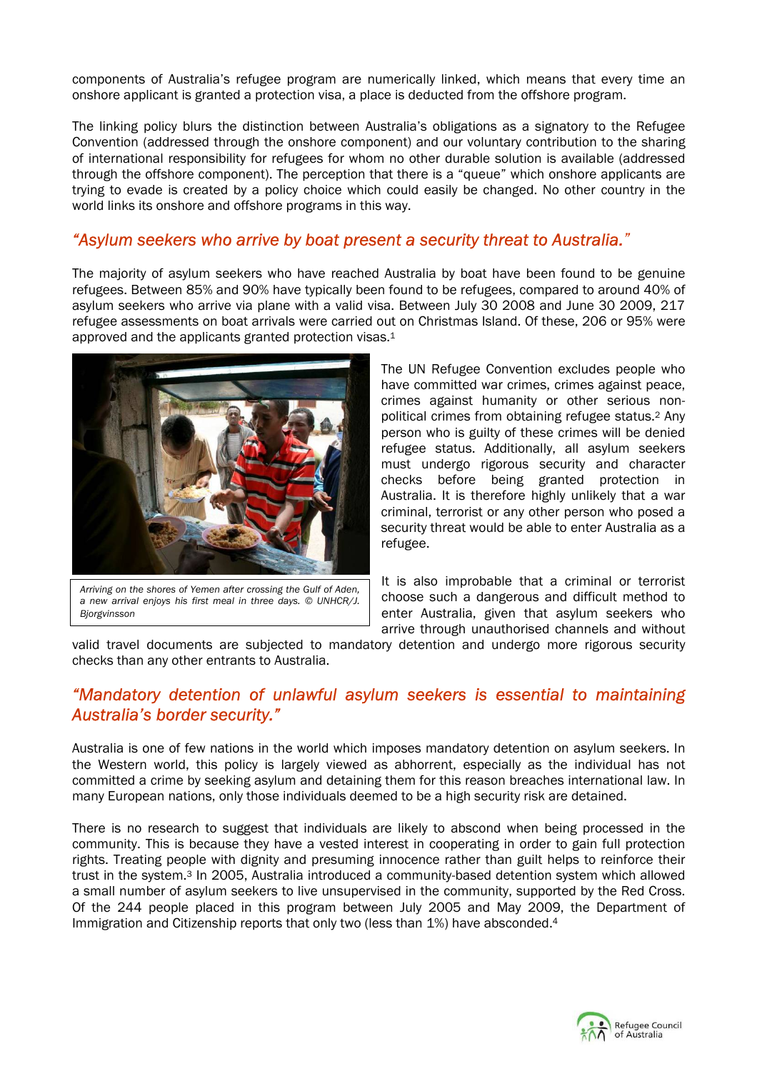components of Australia's refugee program are numerically linked, which means that every time an onshore applicant is granted a protection visa, a place is deducted from the offshore program.

The linking policy blurs the distinction between Australia's obligations as a signatory to the Refugee Convention (addressed through the onshore component) and our voluntary contribution to the sharing of international responsibility for refugees for whom no other durable solution is available (addressed through the offshore component). The perception that there is a "queue" which onshore applicants are trying to evade is created by a policy choice which could easily be changed. No other country in the world links its onshore and offshore programs in this way.

## *"Asylum seekers who arrive by boat present a security threat to Australia."*

The majority of asylum seekers who have reached Australia by boat have been found to be genuine refugees. Between 85% and 90% have typically been found to be refugees, compared to around 40% of asylum seekers who arrive via plane with a valid visa. Between July 30 2008 and June 30 2009, 217 refugee assessments on boat arrivals were carried out on Christmas Island. Of these, 206 or 95% were approved and the applicants granted protection visas.[1]

*Arriving on the shores of Yemen after crossing the Gulf of Aden, a new arrival enjoys his first meal in three days. © UNHCR/J. Bjorgvinsson*

The UN Refugee Convention excludes people who have committed war crimes, crimes against peace, crimes against humanity or other serious non-political crimes from obtaining refugee status.[2] Any person who is guilty of these crimes will be denied refugee status. Additionally, all asylum seekers must undergo rigorous security and character checks before being granted protection in Australia. It is therefore highly unlikely that a war criminal, terrorist or any other person who posed a security threat would be able to enter Australia as a refugee.

It is also improbable that a criminal or terrorist choose such a dangerous and difficult method to enter Australia, given that asylum seekers who arrive through unauthorised channels and without valid travel documents are subjected to mandatory detention and undergo more rigorous security checks than any other entrants to Australia.

## *"Mandatory detention of unlawful asylum seekers is essential to maintaining Australia's border security."*

Australia is one of few nations in the world which imposes mandatory detention on asylum seekers. In the Western world, this policy is largely viewed as abhorrent, especially as the individual has not committed a crime by seeking asylum and detaining them for this reason breaches international law. In many European nations, only those individuals deemed to be a high security risk are detained.

There is no research to suggest that individuals are likely to abscond when being processed in the community. This is because they have a vested interest in cooperating in order to gain full protection rights. Treating people with dignity and presuming innocence rather than guilt helps to reinforce their trust in the system.[3] In 2005, Australia introduced a community-based detention system which allowed a small number of asylum seekers to live unsupervised in the community, supported by the Red Cross. Of the 244 people placed in this program between July 2005 and May 2009, the Department of Immigration and Citizenship reports that only two (less than 1%) have absconded.[4]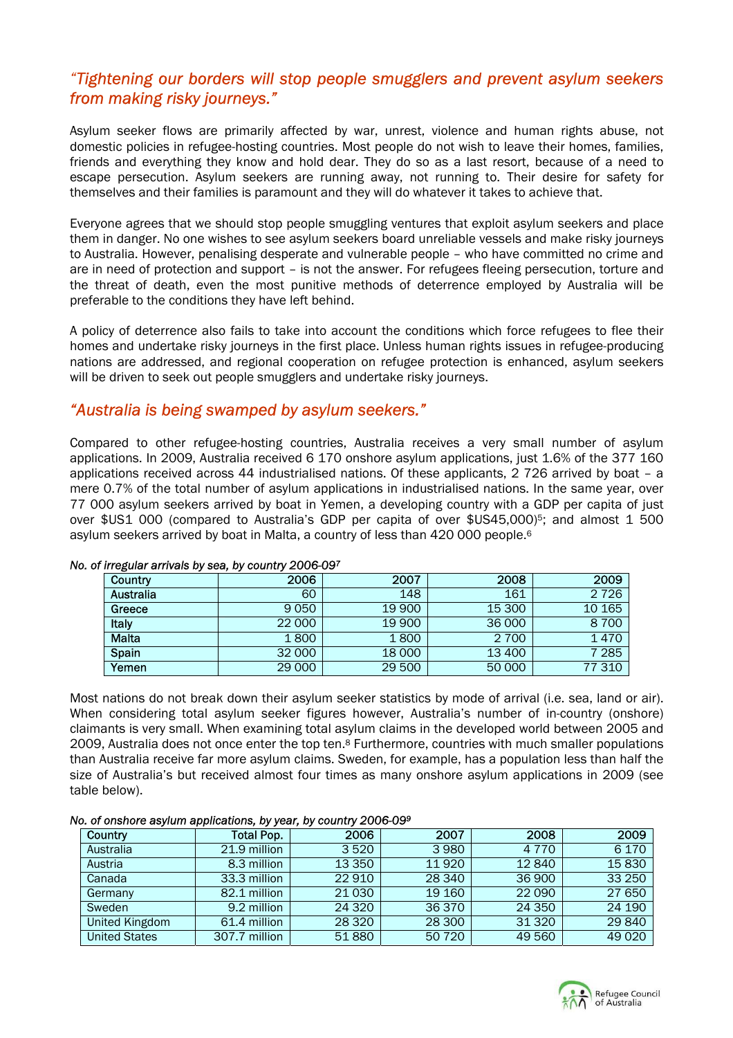## *"Tightening our borders will stop people smugglers and prevent asylum seekers from making risky journeys."*

Asylum seeker flows are primarily affected by war, unrest, violence and human rights abuse, not domestic policies in refugee-hosting countries. Most people do not wish to leave their homes, families, friends and everything they know and hold dear. They do so as a last resort, because of a need to escape persecution. Asylum seekers are running away, not running to. Their desire for safety for themselves and their families is paramount and they will do whatever it takes to achieve that.

Everyone agrees that we should stop people smuggling ventures that exploit asylum seekers and place them in danger. No one wishes to see asylum seekers board unreliable vessels and make risky journeys to Australia. However, penalising desperate and vulnerable people – who have committed no crime and are in need of protection and support – is not the answer. For refugees fleeing persecution, torture and the threat of death, even the most punitive methods of deterrence employed by Australia will be preferable to the conditions they have left behind.

A policy of deterrence also fails to take into account the conditions which force refugees to flee their homes and undertake risky journeys in the first place. Unless human rights issues in refugee-producing nations are addressed, and regional cooperation on refugee protection is enhanced, asylum seekers will be driven to seek out people smugglers and undertake risky journeys.

## *"Australia is being swamped by asylum seekers."*

Compared to other refugee-hosting countries, Australia receives a very small number of asylum applications. In 2009, Australia received 6 170 onshore asylum applications, just 1.6% of the 377 160 applications received across 44 industrialised nations. Of these applicants, 2 726 arrived by boat – a mere 0.7% of the total number of asylum applications in industrialised nations. In the same year, over 77 000 asylum seekers arrived by boat in Yemen, a developing country with a GDP per capita of just over $US1 000 (compared to Australia's GDP per capita of over $US45,000)[5]; and almost 1 500 asylum seekers arrived by boat in Malta, a country of less than 420 000 people.[6]

*No. of irregular arrivals by sea, by country 2006-09[7]*

| Country | 2006 | 2007 | 2008 | 2009 |
|---|---|---|---|---|
| Australia | 60 | 148 | 161 | 2 726 |
| Greece | 9 050 | 19 900 | 15 300 | 10 165 |
| Italy | 22 000 | 19 900 | 36 000 | 8 700 |
| Malta | 1 800 | 1 800 | 2 700 | 1 470 |
| Spain | 32 000 | 18 000 | 13 400 | 7 285 |
| Yemen | 29 000 | 29 500 | 50 000 | 77 310 |

Most nations do not break down their asylum seeker statistics by mode of arrival (i.e. sea, land or air). When considering total asylum seeker figures however, Australia's number of in-country (onshore) claimants is very small. When examining total asylum claims in the developed world between 2005 and 2009, Australia does not once enter the top ten.[8] Furthermore, countries with much smaller populations than Australia receive far more asylum claims. Sweden, for example, has a population less than half the size of Australia's but received almost four times as many onshore asylum applications in 2009 (see table below).

*No. of onshore asylum applications, by year, by country 2006-09[9]*

| Country | Total Pop. | 2006 | 2007 | 2008 | 2009 |
|---|---|---|---|---|---|
| Australia | 21.9 million | 3 520 | 3 980 | 4 770 | 6 170 |
| Austria | 8.3 million | 13 350 | 11 920 | 12 840 | 15 830 |
| Canada | 33.3 million | 22 910 | 28 340 | 36 900 | 33 250 |
| Germany | 82.1 million | 21 030 | 19 160 | 22 090 | 27 650 |
| Sweden | 9.2 million | 24 320 | 36 370 | 24 350 | 24 190 |
| United Kingdom | 61.4 million | 28 320 | 28 300 | 31 320 | 29 840 |
| United States | 307.7 million | 51 880 | 50 720 | 49 560 | 49 020 |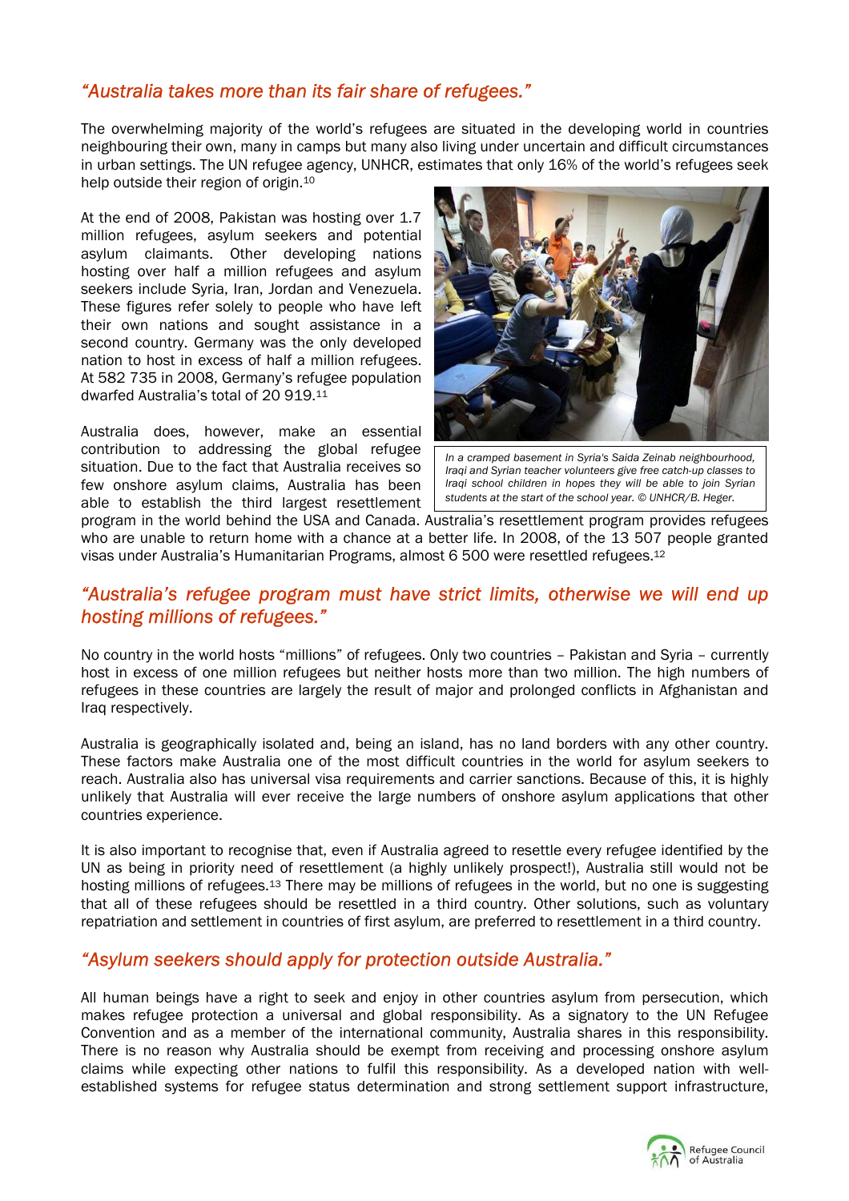### *"Australia takes more than its fair share of refugees."*

The overwhelming majority of the world's refugees are situated in the developing world in countries neighbouring their own, many in camps but many also living under uncertain and difficult circumstances in urban settings. The UN refugee agency, UNHCR, estimates that only 16% of the world's refugees seek help outside their region of origin.[10]

At the end of 2008, Pakistan was hosting over 1.7 million refugees, asylum seekers and potential asylum claimants. Other developing nations hosting over half a million refugees and asylum seekers include Syria, Iran, Jordan and Venezuela. These figures refer solely to people who have left their own nations and sought assistance in a second country. Germany was the only developed nation to host in excess of half a million refugees. At 582 735 in 2008, Germany's refugee population dwarfed Australia's total of 20 919.[11]

*In a cramped basement in Syria's Saida Zeinab neighbourhood, Iraqi and Syrian teacher volunteers give free catch-up classes to Iraqi school children in hopes they will be able to join Syrian students at the start of the school year. © UNHCR/B. Heger.*

Australia does, however, make an essential contribution to addressing the global refugee situation. Due to the fact that Australia receives so few onshore asylum claims, Australia has been able to establish the third largest resettlement program in the world behind the USA and Canada. Australia's resettlement program provides refugees who are unable to return home with a chance at a better life. In 2008, of the 13 507 people granted visas under Australia's Humanitarian Programs, almost 6 500 were resettled refugees.[12]

### *"Australia's refugee program must have strict limits, otherwise we will end up hosting millions of refugees."*

No country in the world hosts "millions" of refugees. Only two countries – Pakistan and Syria – currently host in excess of one million refugees but neither hosts more than two million. The high numbers of refugees in these countries are largely the result of major and prolonged conflicts in Afghanistan and Iraq respectively.

Australia is geographically isolated and, being an island, has no land borders with any other country. These factors make Australia one of the most difficult countries in the world for asylum seekers to reach. Australia also has universal visa requirements and carrier sanctions. Because of this, it is highly unlikely that Australia will ever receive the large numbers of onshore asylum applications that other countries experience.

It is also important to recognise that, even if Australia agreed to resettle every refugee identified by the UN as being in priority need of resettlement (a highly unlikely prospect!), Australia still would not be hosting millions of refugees.[13] There may be millions of refugees in the world, but no one is suggesting that all of these refugees should be resettled in a third country. Other solutions, such as voluntary repatriation and settlement in countries of first asylum, are preferred to resettlement in a third country.

### *"Asylum seekers should apply for protection outside Australia."*

All human beings have a right to seek and enjoy in other countries asylum from persecution, which makes refugee protection a universal and global responsibility. As a signatory to the UN Refugee Convention and as a member of the international community, Australia shares in this responsibility. There is no reason why Australia should be exempt from receiving and processing onshore asylum claims while expecting other nations to fulfil this responsibility. As a developed nation with well-established systems for refugee status determination and strong settlement support infrastructure,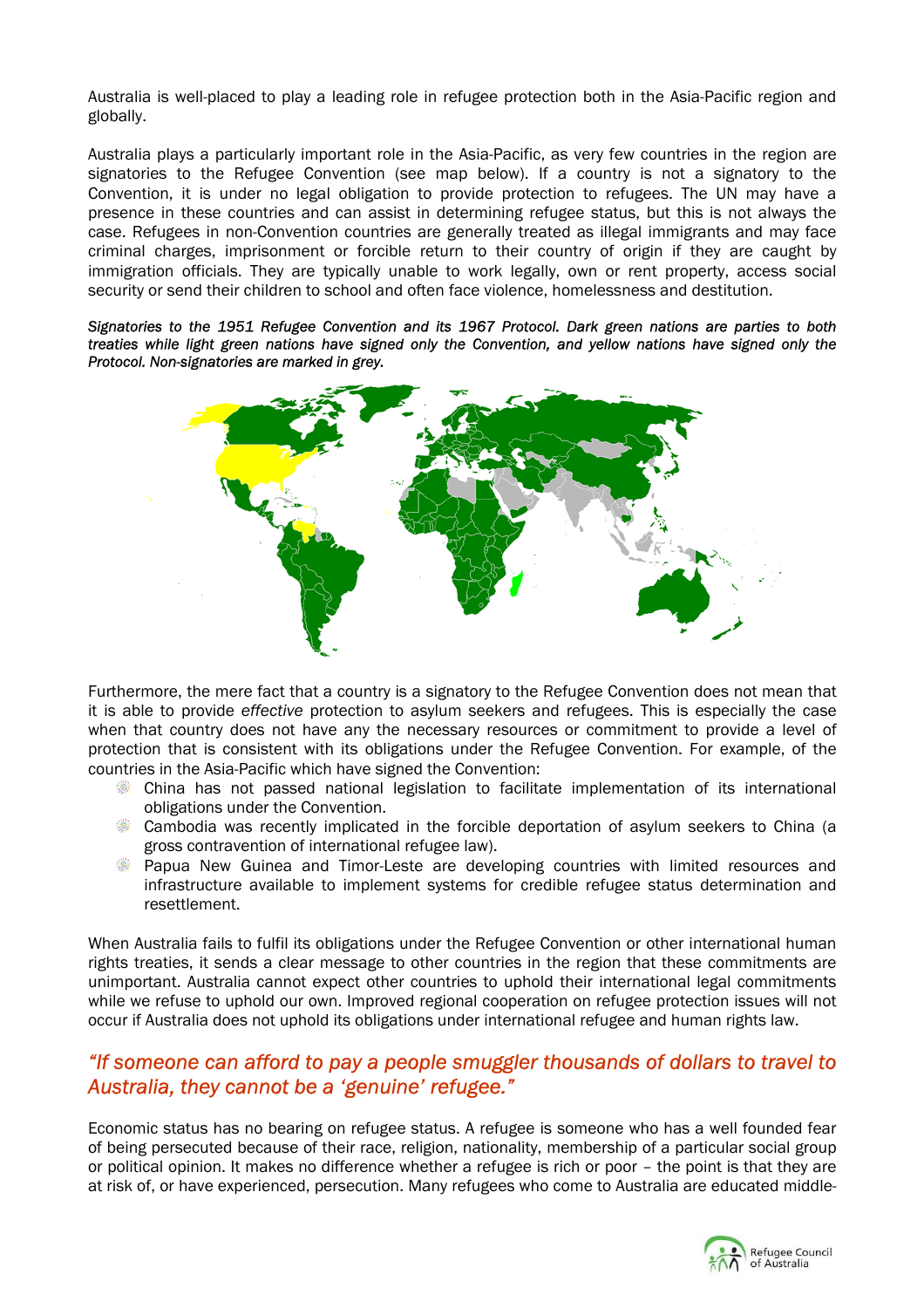Australia is well-placed to play a leading role in refugee protection both in the Asia-Pacific region and globally.

Australia plays a particularly important role in the Asia-Pacific, as very few countries in the region are signatories to the Refugee Convention (see map below). If a country is not a signatory to the Convention, it is under no legal obligation to provide protection to refugees. The UN may have a presence in these countries and can assist in determining refugee status, but this is not always the case. Refugees in non-Convention countries are generally treated as illegal immigrants and may face criminal charges, imprisonment or forcible return to their country of origin if they are caught by immigration officials. They are typically unable to work legally, own or rent property, access social security or send their children to school and often face violence, homelessness and destitution.

*Signatories to the 1951 Refugee Convention and its 1967 Protocol. Dark green nations are parties to both treaties while light green nations have signed only the Convention, and yellow nations have signed only the Protocol. Non-signatories are marked in grey.*

Furthermore, the mere fact that a country is a signatory to the Refugee Convention does not mean that it is able to provide *effective* protection to asylum seekers and refugees. This is especially the case when that country does not have any the necessary resources or commitment to provide a level of protection that is consistent with its obligations under the Refugee Convention. For example, of the countries in the Asia-Pacific which have signed the Convention:

- China has not passed national legislation to facilitate implementation of its international obligations under the Convention.
- Cambodia was recently implicated in the forcible deportation of asylum seekers to China (a gross contravention of international refugee law).
- Papua New Guinea and Timor-Leste are developing countries with limited resources and infrastructure available to implement systems for credible refugee status determination and resettlement.

When Australia fails to fulfil its obligations under the Refugee Convention or other international human rights treaties, it sends a clear message to other countries in the region that these commitments are unimportant. Australia cannot expect other countries to uphold their international legal commitments while we refuse to uphold our own. Improved regional cooperation on refugee protection issues will not occur if Australia does not uphold its obligations under international refugee and human rights law.

## *"If someone can afford to pay a people smuggler thousands of dollars to travel to Australia, they cannot be a 'genuine' refugee."*

Economic status has no bearing on refugee status. A refugee is someone who has a well founded fear of being persecuted because of their race, religion, nationality, membership of a particular social group or political opinion. It makes no difference whether a refugee is rich or poor – the point is that they are at risk of, or have experienced, persecution. Many refugees who come to Australia are educated middle-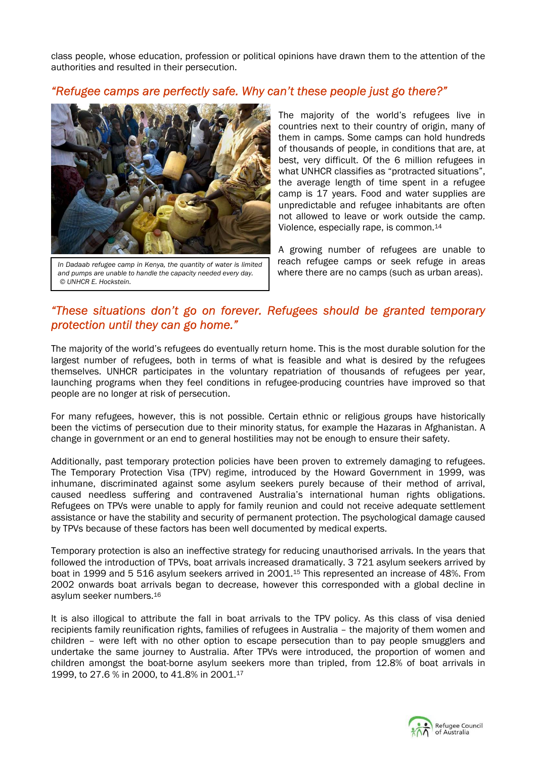class people, whose education, profession or political opinions have drawn them to the attention of the authorities and resulted in their persecution.

## *"Refugee camps are perfectly safe. Why can't these people just go there?"*

*In Dadaab refugee camp in Kenya, the quantity of water is limited and pumps are unable to handle the capacity needed every day. © UNHCR E. Hockstein.*

The majority of the world's refugees live in countries next to their country of origin, many of them in camps. Some camps can hold hundreds of thousands of people, in conditions that are, at best, very difficult. Of the 6 million refugees in what UNHCR classifies as "protracted situations", the average length of time spent in a refugee camp is 17 years. Food and water supplies are unpredictable and refugee inhabitants are often not allowed to leave or work outside the camp. Violence, especially rape, is common.[14]

A growing number of refugees are unable to reach refugee camps or seek refuge in areas where there are no camps (such as urban areas).

## *"These situations don't go on forever. Refugees should be granted temporary protection until they can go home."*

The majority of the world's refugees do eventually return home. This is the most durable solution for the largest number of refugees, both in terms of what is feasible and what is desired by the refugees themselves. UNHCR participates in the voluntary repatriation of thousands of refugees per year, launching programs when they feel conditions in refugee-producing countries have improved so that people are no longer at risk of persecution.

For many refugees, however, this is not possible. Certain ethnic or religious groups have historically been the victims of persecution due to their minority status, for example the Hazaras in Afghanistan. A change in government or an end to general hostilities may not be enough to ensure their safety.

Additionally, past temporary protection policies have been proven to extremely damaging to refugees. The Temporary Protection Visa (TPV) regime, introduced by the Howard Government in 1999, was inhumane, discriminated against some asylum seekers purely because of their method of arrival, caused needless suffering and contravened Australia's international human rights obligations. Refugees on TPVs were unable to apply for family reunion and could not receive adequate settlement assistance or have the stability and security of permanent protection. The psychological damage caused by TPVs because of these factors has been well documented by medical experts.

Temporary protection is also an ineffective strategy for reducing unauthorised arrivals. In the years that followed the introduction of TPVs, boat arrivals increased dramatically. 3 721 asylum seekers arrived by boat in 1999 and 5 516 asylum seekers arrived in 2001.[15] This represented an increase of 48%. From 2002 onwards boat arrivals began to decrease, however this corresponded with a global decline in asylum seeker numbers.[16]

It is also illogical to attribute the fall in boat arrivals to the TPV policy. As this class of visa denied recipients family reunification rights, families of refugees in Australia – the majority of them women and children – were left with no other option to escape persecution than to pay people smugglers and undertake the same journey to Australia. After TPVs were introduced, the proportion of women and children amongst the boat-borne asylum seekers more than tripled, from 12.8% of boat arrivals in 1999, to 27.6 % in 2000, to 41.8% in 2001.[17]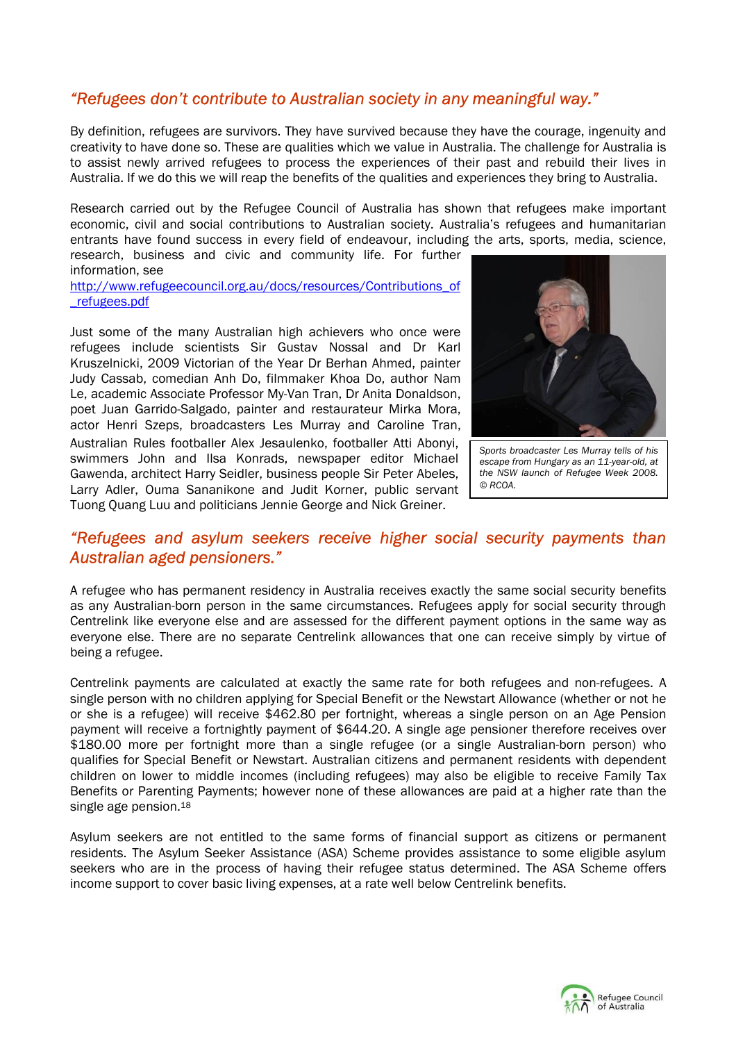## *"Refugees don't contribute to Australian society in any meaningful way."*

By definition, refugees are survivors. They have survived because they have the courage, ingenuity and creativity to have done so. These are qualities which we value in Australia. The challenge for Australia is to assist newly arrived refugees to process the experiences of their past and rebuild their lives in Australia. If we do this we will reap the benefits of the qualities and experiences they bring to Australia.

Research carried out by the Refugee Council of Australia has shown that refugees make important economic, civil and social contributions to Australian society. Australia's refugees and humanitarian entrants have found success in every field of endeavour, including the arts, sports, media, science, research, business and civic and community life. For further information, see http://www.refugeecouncil.org.au/docs/resources/Contributions_of_refugees.pdf

Just some of the many Australian high achievers who once were refugees include scientists Sir Gustav Nossal and Dr Karl Kruszelnicki, 2009 Victorian of the Year Dr Berhan Ahmed, painter Judy Cassab, comedian Anh Do, filmmaker Khoa Do, author Nam Le, academic Associate Professor My-Van Tran, Dr Anita Donaldson, poet Juan Garrido-Salgado, painter and restaurateur Mirka Mora, actor Henri Szeps, broadcasters Les Murray and Caroline Tran, Australian Rules footballer Alex Jesaulenko, footballer Atti Abonyi, swimmers John and Ilsa Konrads, newspaper editor Michael Gawenda, architect Harry Seidler, business people Sir Peter Abeles, Larry Adler, Ouma Sananikone and Judit Korner, public servant Tuong Quang Luu and politicians Jennie George and Nick Greiner.

*Sports broadcaster Les Murray tells of his escape from Hungary as an 11-year-old, at the NSW launch of Refugee Week 2008. © RCOA.*

## *"Refugees and asylum seekers receive higher social security payments than Australian aged pensioners."*

A refugee who has permanent residency in Australia receives exactly the same social security benefits as any Australian-born person in the same circumstances. Refugees apply for social security through Centrelink like everyone else and are assessed for the different payment options in the same way as everyone else. There are no separate Centrelink allowances that one can receive simply by virtue of being a refugee.

Centrelink payments are calculated at exactly the same rate for both refugees and non-refugees. A single person with no children applying for Special Benefit or the Newstart Allowance (whether or not he or she is a refugee) will receive $462.80 per fortnight, whereas a single person on an Age Pension payment will receive a fortnightly payment of $644.20. A single age pensioner therefore receives over $180.00 more per fortnight more than a single refugee (or a single Australian-born person) who qualifies for Special Benefit or Newstart. Australian citizens and permanent residents with dependent children on lower to middle incomes (including refugees) may also be eligible to receive Family Tax Benefits or Parenting Payments; however none of these allowances are paid at a higher rate than the single age pension.[18]

Asylum seekers are not entitled to the same forms of financial support as citizens or permanent residents. The Asylum Seeker Assistance (ASA) Scheme provides assistance to some eligible asylum seekers who are in the process of having their refugee status determined. The ASA Scheme offers income support to cover basic living expenses, at a rate well below Centrelink benefits.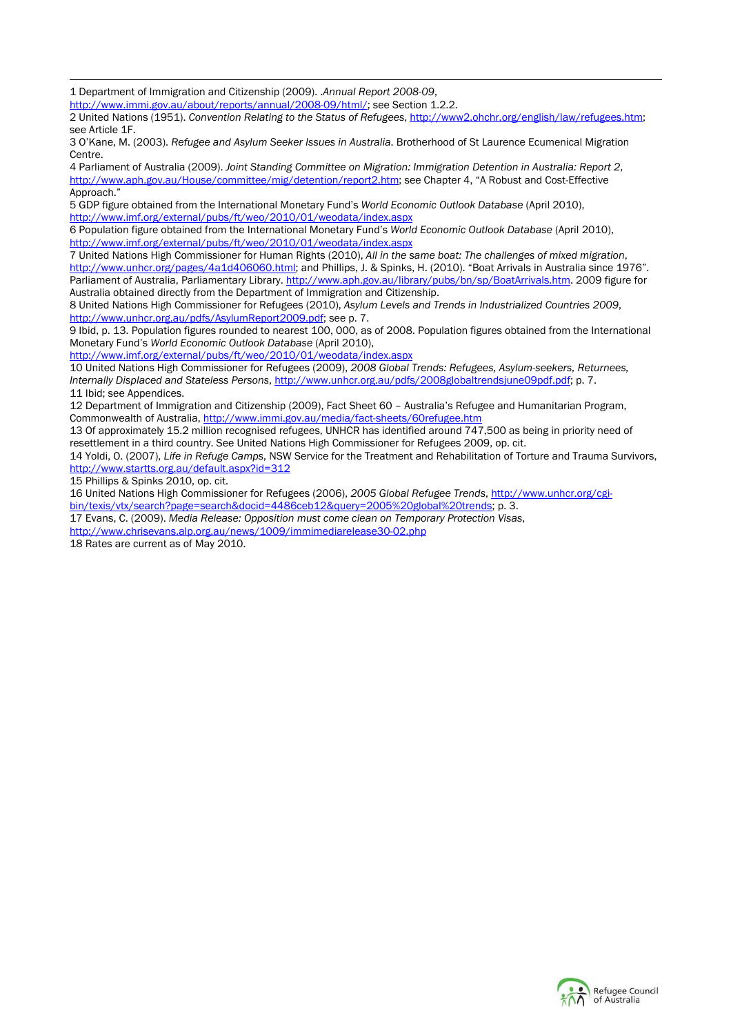1 Department of Immigration and Citizenship (2009). *.Annual Report 2008-09*, http://www.immi.gov.au/about/reports/annual/2008-09/html/; see Section 1.2.2.

2 United Nations (1951). *Convention Relating to the Status of Refugees*, http://www2.ohchr.org/english/law/refugees.htm; see Article 1F.

3 O'Kane, M. (2003). *Refugee and Asylum Seeker Issues in Australia*. Brotherhood of St Laurence Ecumenical Migration Centre.

4 Parliament of Australia (2009). *Joint Standing Committee on Migration: Immigration Detention in Australia: Report 2*, http://www.aph.gov.au/House/committee/mig/detention/report2.htm; see Chapter 4, "A Robust and Cost-Effective Approach."

5 GDP figure obtained from the International Monetary Fund's *World Economic Outlook Database* (April 2010), http://www.imf.org/external/pubs/ft/weo/2010/01/weodata/index.aspx

6 Population figure obtained from the International Monetary Fund's *World Economic Outlook Database* (April 2010), http://www.imf.org/external/pubs/ft/weo/2010/01/weodata/index.aspx

7 United Nations High Commissioner for Human Rights (2010), *All in the same boat: The challenges of mixed migration*, http://www.unhcr.org/pages/4a1d406060.html; and Phillips, J. & Spinks, H. (2010). "Boat Arrivals in Australia since 1976". Parliament of Australia, Parliamentary Library. http://www.aph.gov.au/library/pubs/bn/sp/BoatArrivals.htm. 2009 figure for Australia obtained directly from the Department of Immigration and Citizenship.

8 United Nations High Commissioner for Refugees (2010), *Asylum Levels and Trends in Industrialized Countries 2009*, http://www.unhcr.org.au/pdfs/AsylumReport2009.pdf; see p. 7.

9 Ibid, p. 13. Population figures rounded to nearest 100, 000, as of 2008. Population figures obtained from the International Monetary Fund's *World Economic Outlook Database* (April 2010), http://www.imf.org/external/pubs/ft/weo/2010/01/weodata/index.aspx

10 United Nations High Commissioner for Refugees (2009), *2008 Global Trends: Refugees, Asylum-seekers, Returnees, Internally Displaced and Stateless Persons*, http://www.unhcr.org.au/pdfs/2008globaltrendsjune09pdf.pdf; p. 7.

11 Ibid; see Appendices.

12 Department of Immigration and Citizenship (2009), Fact Sheet 60 – Australia's Refugee and Humanitarian Program, Commonwealth of Australia, http://www.immi.gov.au/media/fact-sheets/60refugee.htm

13 Of approximately 15.2 million recognised refugees, UNHCR has identified around 747,500 as being in priority need of resettlement in a third country. See United Nations High Commissioner for Refugees 2009, op. cit.

14 Yoldi, O. (2007), *Life in Refuge Camps*, NSW Service for the Treatment and Rehabilitation of Torture and Trauma Survivors, http://www.startts.org.au/default.aspx?id=312

15 Phillips & Spinks 2010, op. cit.

16 United Nations High Commissioner for Refugees (2006), *2005 Global Refugee Trends*, http://www.unhcr.org/cgi-bin/texis/vtx/search?page=search&docid=4486ceb12&query=2005%20global%20trends; p. 3.

17 Evans, C. (2009). *Media Release: Opposition must come clean on Temporary Protection Visas*, http://www.chrisevans.alp.org.au/news/1009/immimediarelease30-02.php

18 Rates are current as of May 2010.